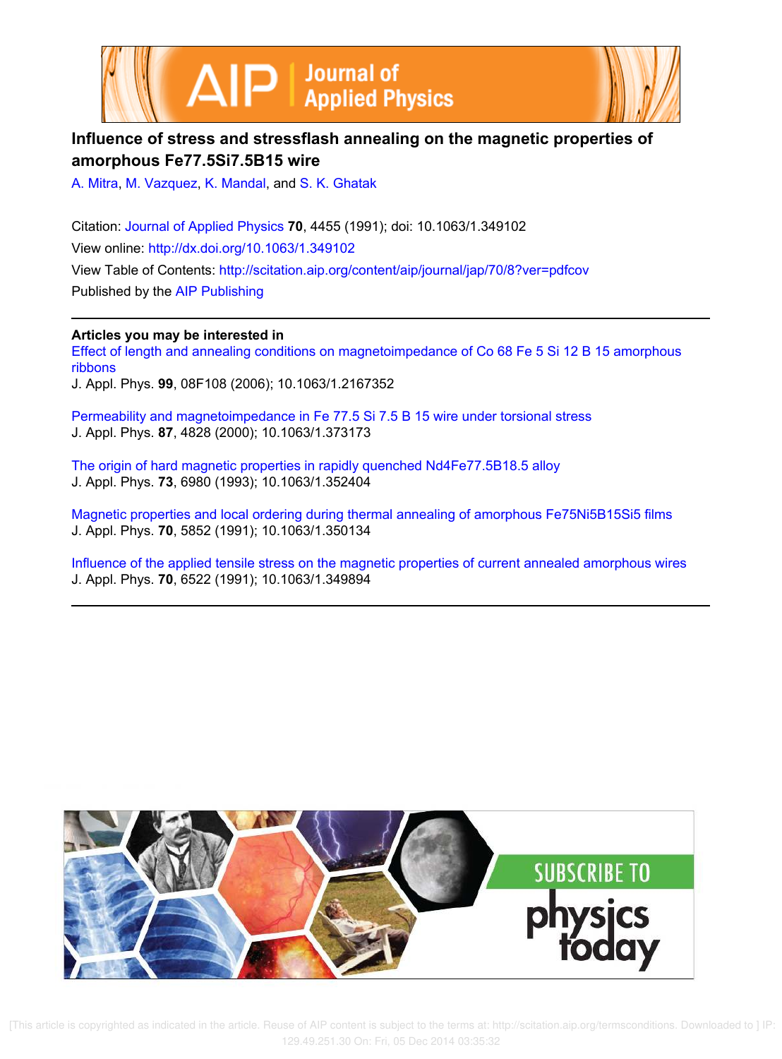# Influence of stress and stressflash annealing on the magnetic properties of amorphous Fe77.5Si7.5B15 wire

A. Mitra, M. Vazquez, K. Mandal, and S. K. Ghatak

Citation: Journal of Applied Physics **70**, 4455 (1991); doi: 10.1063/1.349102

View online: http://dx.doi.org/10.1063/1.349102

View Table of Contents: http://scitation.aip.org/content/aip/journal/jap/70/8?ver=pdfcov

Published by the AIP Publishing

---

**Articles you may be interested in**

Effect of length and annealing conditions on magnetoimpedance of Co 68 Fe 5 Si 12 B 15 amorphous ribbons
J. Appl. Phys. **99**, 08F108 (2006); 10.1063/1.2167352

Permeability and magnetoimpedance in Fe 77.5 Si 7.5 B 15 wire under torsional stress
J. Appl. Phys. **87**, 4828 (2000); 10.1063/1.373173

The origin of hard magnetic properties in rapidly quenched Nd4Fe77.5B18.5 alloy
J. Appl. Phys. **73**, 6980 (1993); 10.1063/1.352404

Magnetic properties and local ordering during thermal annealing of amorphous Fe75Ni5B15Si5 films
J. Appl. Phys. **70**, 5852 (1991); 10.1063/1.350134

Influence of the applied tensile stress on the magnetic properties of current annealed amorphous wires
J. Appl. Phys. **70**, 6522 (1991); 10.1063/1.349894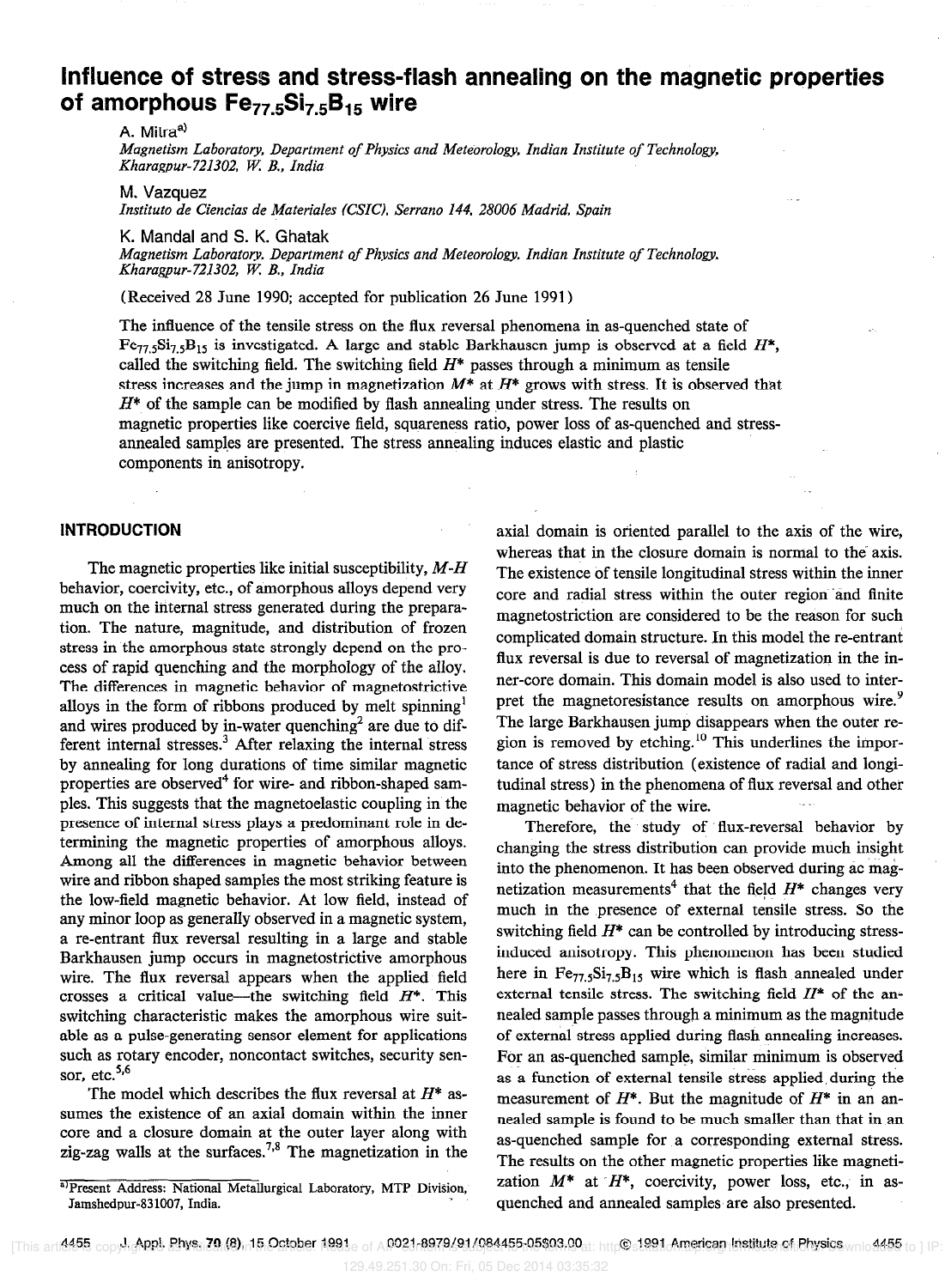# Influence of stress and stress-flash annealing on the magnetic properties of amorphous $Fe_{77.5}Si_{7.5}B_{15}$ wire

A. Mitra[a]

*Magnetism Laboratory, Department of Physics and Meteorology, Indian Institute of Technology, Kharagpur-721302, W. B., India*

M. Vazquez

*Instituto de Ciencias de Materiales (CSIC), Serrano 144, 28006 Madrid, Spain*

K. Mandal and S. K. Ghatak

*Magnetism Laboratory, Department of Physics and Meteorology, Indian Institute of Technology, Kharagpur-721302, W. B., India*

(Received 28 June 1990; accepted for publication 26 June 1991)

The influence of the tensile stress on the flux reversal phenomena in as-quenched state of $Fe_{77.5}Si_{7.5}B_{15}$ is investigated. A large and stable Barkhausen jump is observed at a field $H^*$, called the switching field. The switching field $H^*$ passes through a minimum as tensile stress increases and the jump in magnetization $M^*$ at $H^*$ grows with stress. It is observed that $H^*$ of the sample can be modified by flash annealing under stress. The results on magnetic properties like coercive field, squareness ratio, power loss of as-quenched and stress-annealed samples are presented. The stress annealing induces elastic and plastic components in anisotropy.

## INTRODUCTION

The magnetic properties like initial susceptibility, $M$-$H$ behavior, coercivity, etc., of amorphous alloys depend very much on the internal stress generated during the preparation. The nature, magnitude, and distribution of frozen stress in the amorphous state strongly depend on the process of rapid quenching and the morphology of the alloy. The differences in magnetic behavior of magnetostrictive alloys in the form of ribbons produced by melt spinning[1] and wires produced by in-water quenching[2] are due to different internal stresses.[3] After relaxing the internal stress by annealing for long durations of time similar magnetic properties are observed[4] for wire- and ribbon-shaped samples. This suggests that the magnetoelastic coupling in the presence of internal stress plays a predominant role in determining the magnetic properties of amorphous alloys. Among all the differences in magnetic behavior between wire and ribbon shaped samples the most striking feature is the low-field magnetic behavior. At low field, instead of any minor loop as generally observed in a magnetic system, a re-entrant flux reversal resulting in a large and stable Barkhausen jump occurs in magnetostrictive amorphous wire. The flux reversal appears when the applied field crosses a critical value—the switching field $H^*$. This switching characteristic makes the amorphous wire suitable as a pulse-generating sensor element for applications such as rotary encoder, noncontact switches, security sensor, etc.[5,6]

The model which describes the flux reversal at $H^*$ assumes the existence of an axial domain within the inner core and a closure domain at the outer layer along with zig-zag walls at the surfaces.[7,8] The magnetization in the axial domain is oriented parallel to the axis of the wire, whereas that in the closure domain is normal to the axis. The existence of tensile longitudinal stress within the inner core and radial stress within the outer region and finite magnetostriction are considered to be the reason for such complicated domain structure. In this model the re-entrant flux reversal is due to reversal of magnetization in the inner-core domain. This domain model is also used to interpret the magnetoresistance results on amorphous wire.[9] The large Barkhausen jump disappears when the outer region is removed by etching.[10] This underlines the importance of stress distribution (existence of radial and longitudinal stress) in the phenomena of flux reversal and other magnetic behavior of the wire.

Therefore, the study of flux-reversal behavior by changing the stress distribution can provide much insight into the phenomenon. It has been observed during ac magnetization measurements[4] that the field $H^*$ changes very much in the presence of external tensile stress. So the switching field $H^*$ can be controlled by introducing stress-induced anisotropy. This phenomenon has been studied here in $Fe_{77.5}Si_{7.5}B_{15}$ wire which is flash annealed under external tensile stress. The switching field $H^*$ of the annealed sample passes through a minimum as the magnitude of external stress applied during flash annealing increases. For an as-quenched sample, similar minimum is observed as a function of external tensile stress applied during the measurement of $H^*$. But the magnitude of $H^*$ in an annealed sample is found to be much smaller than that in an as-quenched sample for a corresponding external stress. The results on the other magnetic properties like magnetization $M^*$ at $H^*$, coercivity, power loss, etc., in as-quenched and annealed samples are also presented.

[a] Present Address: National Metallurgical Laboratory, MTP Division, Jamshedpur-831007, India.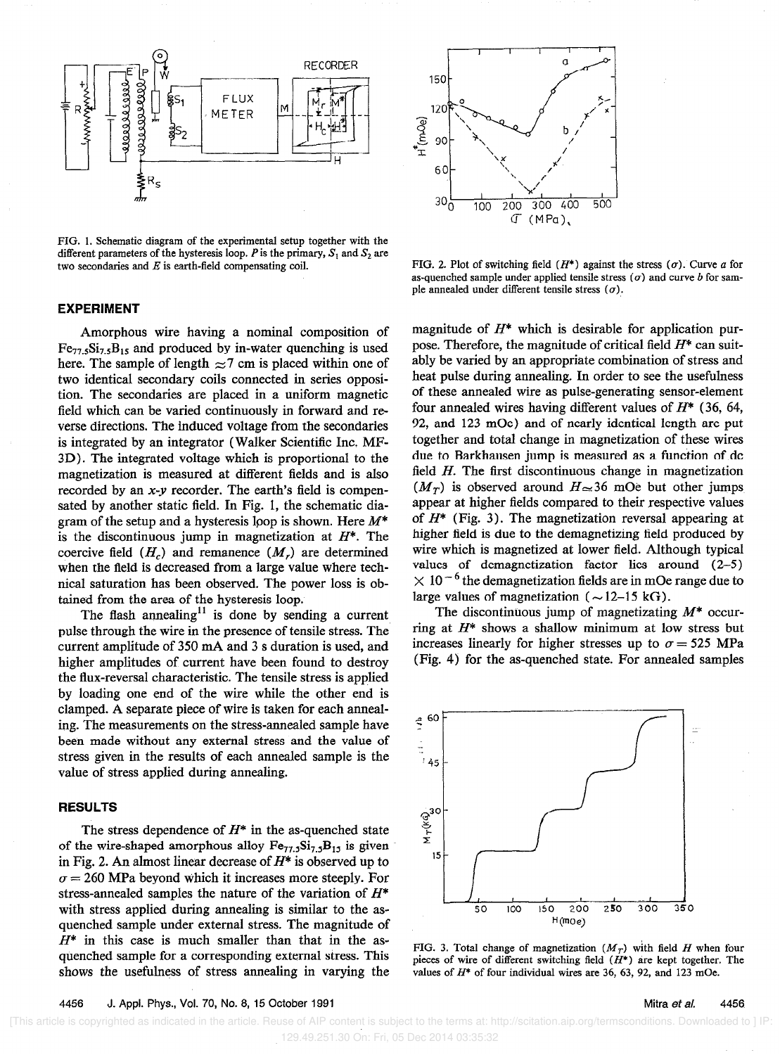FIG. 1. Schematic diagram of the experimental setup together with the different parameters of the hysteresis loop. $P$ is the primary, $S_1$ and $S_2$ are two secondaries and $E$ is earth-field compensating coil.

FIG. 2. Plot of switching field ($H^*$) against the stress ($\sigma$). Curve $a$ for as-quenched sample under applied tensile stress ($\sigma$) and curve $b$ for sample annealed under different tensile stress ($\sigma$).

## EXPERIMENT

Amorphous wire having a nominal composition of $Fe_{77.5}Si_{7.5}B_{15}$ and produced by in-water quenching is used here. The sample of length $\approx 7$ cm is placed within one of two identical secondary coils connected in series opposition. The secondaries are placed in a uniform magnetic field which can be varied continuously in forward and reverse directions. The induced voltage from the secondaries is integrated by an integrator (Walker Scientific Inc. MF-3D). The integrated voltage which is proportional to the magnetization is measured at different fields and is also recorded by an $x$-$y$ recorder. The earth's field is compensated by another static field. In Fig. 1, the schematic diagram of the setup and a hysteresis loop is shown. Here $M^*$ is the discontinuous jump in magnetization at $H^*$. The coercive field ($H_c$) and remanence ($M_r$) are determined when the field is decreased from a large value where technical saturation has been observed. The power loss is obtained from the area of the hysteresis loop.

The flash annealing[11] is done by sending a current pulse through the wire in the presence of tensile stress. The current amplitude of 350 mA and 3 s duration is used, and higher amplitudes of current have been found to destroy the flux-reversal characteristic. The tensile stress is applied by loading one end of the wire while the other end is clamped. A separate piece of wire is taken for each annealing. The measurements on the stress-annealed sample have been made without any external stress and the value of stress given in the results of each annealed sample is the value of stress applied during annealing.

## RESULTS

The stress dependence of $H^*$ in the as-quenched state of the wire-shaped amorphous alloy $Fe_{77.5}Si_{7.5}B_{15}$ is given in Fig. 2. An almost linear decrease of $H^*$ is observed up to $\sigma = 260$ MPa beyond which it increases more steeply. For stress-annealed samples the nature of the variation of $H^*$ with stress applied during annealing is similar to the as-quenched sample under external stress. The magnitude of $H^*$ in this case is much smaller than that in the as-quenched sample for a corresponding external stress. This shows the usefulness of stress annealing in varying the magnitude of $H^*$ which is desirable for application purpose. Therefore, the magnitude of critical field $H^*$ can suitably be varied by an appropriate combination of stress and heat pulse during annealing. In order to see the usefulness of these annealed wire as pulse-generating sensor-element four annealed wires having different values of $H^*$ (36, 64, 92, and 123 mOe) and of nearly identical length are put together and total change in magnetization of these wires due to Barkhausen jump is measured as a function of dc field $H$. The first discontinuous change in magnetization ($M_T$) is observed around $H \simeq 36$ mOe but other jumps appear at higher fields compared to their respective values of $H^*$ (Fig. 3). The magnetization reversal appearing at higher field is due to the demagnetizing field produced by wire which is magnetized at lower field. Although typical values of demagnetization factor lies around (2–5) $\times 10^{-6}$ the demagnetization fields are in mOe range due to large values of magnetization ($\sim$12–15 kG).

The discontinuous jump of magnetizating $M^*$ occurring at $H^*$ shows a shallow minimum at low stress but increases linearly for higher stresses up to $\sigma = 525$ MPa (Fig. 4) for the as-quenched state. For annealed samples

FIG. 3. Total change of magnetization ($M_T$) with field $H$ when four pieces of wire of different switching field ($H^*$) are kept together. The values of $H^*$ of four individual wires are 36, 63, 92, and 123 mOe.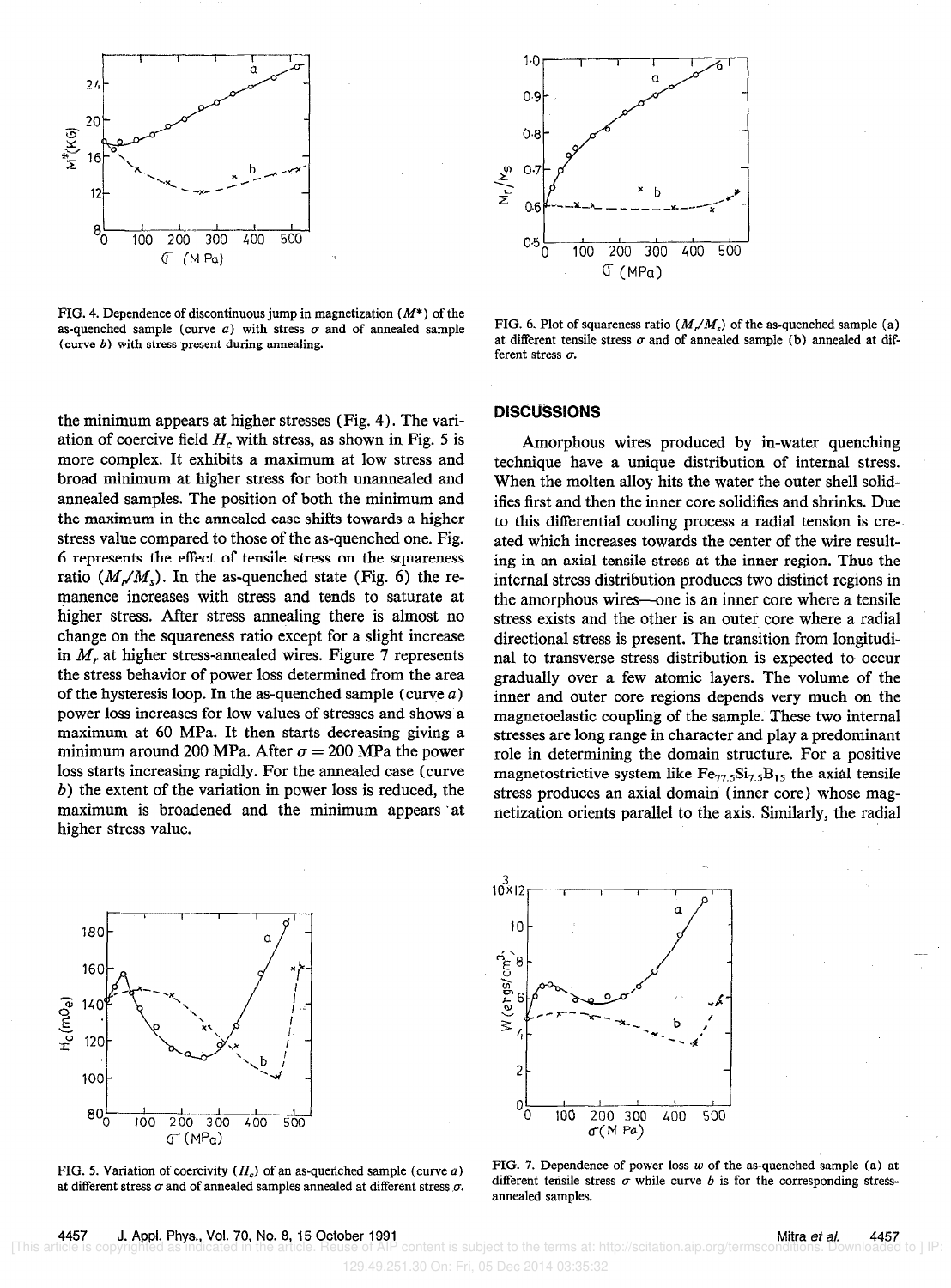FIG. 4. Dependence of discontinuous jump in magnetization ($M^*$) of the as-quenched sample (curve $a$) with stress $\sigma$ and of annealed sample (curve $b$) with stress present during annealing.

FIG. 6. Plot of squareness ratio ($M_r/M_s$) of the as-quenched sample (a) at different tensile stress $\sigma$ and of annealed sample (b) annealed at different stress $\sigma$.

the minimum appears at higher stresses (Fig. 4). The variation of coercive field $H_c$ with stress, as shown in Fig. 5 is more complex. It exhibits a maximum at low stress and broad minimum at higher stress for both unannealed and annealed samples. The position of both the minimum and the maximum in the annealed case shifts towards a higher stress value compared to those of the as-quenched one. Fig. 6 represents the effect of tensile stress on the squareness ratio ($M_r/M_s$). In the as-quenched state (Fig. 6) the remanence increases with stress and tends to saturate at higher stress. After stress annealing there is almost no change on the squareness ratio except for a slight increase in $M_r$ at higher stress-annealed wires. Figure 7 represents the stress behavior of power loss determined from the area of the hysteresis loop. In the as-quenched sample (curve $a$) power loss increases for low values of stresses and shows a maximum at 60 MPa. It then starts decreasing giving a minimum around 200 MPa. After $\sigma = 200$ MPa the power loss starts increasing rapidly. For the annealed case (curve $b$) the extent of the variation in power loss is reduced, the maximum is broadened and the minimum appears at higher stress value.

## DISCUSSIONS

Amorphous wires produced by in-water quenching technique have a unique distribution of internal stress. When the molten alloy hits the water the outer shell solidifies first and then the inner core solidifies and shrinks. Due to this differential cooling process a radial tension is created which increases towards the center of the wire resulting in an axial tensile stress at the inner region. Thus the internal stress distribution produces two distinct regions in the amorphous wires—one is an inner core where a tensile stress exists and the other is an outer core where a radial directional stress is present. The transition from longitudinal to transverse stress distribution is expected to occur gradually over a few atomic layers. The volume of the inner and outer core regions depends very much on the magnetoelastic coupling of the sample. These two internal stresses are long range in character and play a predominant role in determining the domain structure. For a positive magnetostrictive system like $Fe_{77.5}Si_{7.5}B_{15}$ the axial tensile stress produces an axial domain (inner core) whose magnetization orients parallel to the axis. Similarly, the radial

FIG. 5. Variation of coercivity ($H_c$) of an as-quenched sample (curve $a$) at different stress $\sigma$ and of annealed samples annealed at different stress $\sigma$.

FIG. 7. Dependence of power loss $w$ of the as-quenched sample (a) at different tensile stress $\sigma$ while curve $b$ is for the corresponding stress-annealed samples.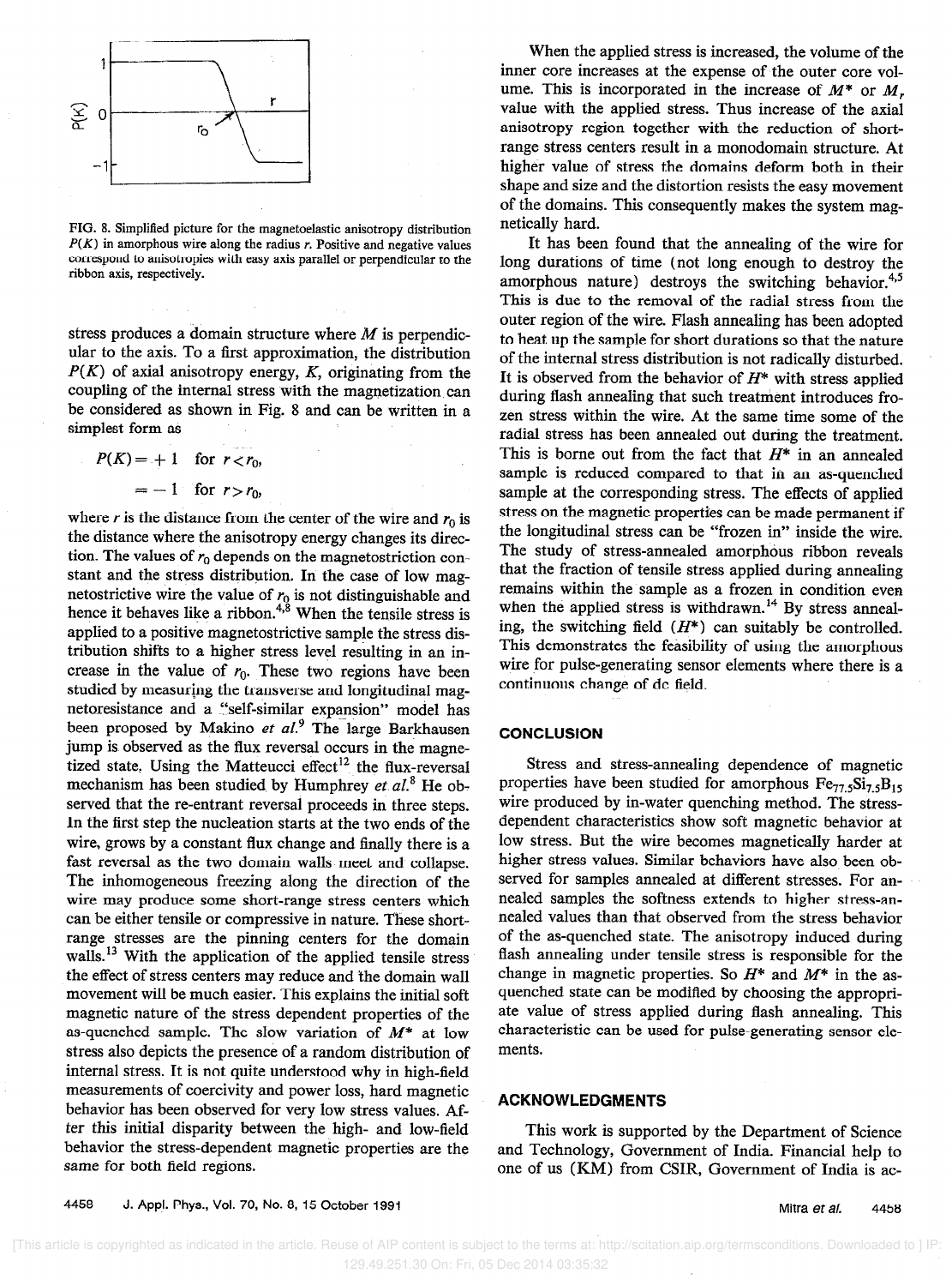FIG. 8. Simplified picture for the magnetoelastic anisotropy distribution $P(K)$ in amorphous wire along the radius $r$. Positive and negative values correspond to anisotropies with easy axis parallel or perpendicular to the ribbon axis, respectively.

stress produces a domain structure where $M$ is perpendicular to the axis. To a first approximation, the distribution $P(K)$ of axial anisotropy energy, $K$, originating from the coupling of the internal stress with the magnetization can be considered as shown in Fig. 8 and can be written in a simplest form as

$$P(K) = +1 \quad \text{for } r < r_0,$$

$$= -1 \quad \text{for } r > r_0,$$

where $r$ is the distance from the center of the wire and $r_0$ is the distance where the anisotropy energy changes its direction. The values of $r_0$ depends on the magnetostriction constant and the stress distribution. In the case of low magnetostrictive wire the value of $r_0$ is not distinguishable and hence it behaves like a ribbon.[4,8] When the tensile stress is applied to a positive magnetostrictive sample the stress distribution shifts to a higher stress level resulting in an increase in the value of $r_0$. These two regions have been studied by measuring the transverse and longitudinal magnetoresistance and a "self-similar expansion" model has been proposed by Makino *et al.*[9] The large Barkhausen jump is observed as the flux reversal occurs in the magnetized state. Using the Matteucci effect[12] the flux-reversal mechanism has been studied by Humphrey *et al.*[8] He observed that the re-entrant reversal proceeds in three steps. In the first step the nucleation starts at the two ends of the wire, grows by a constant flux change and finally there is a fast reversal as the two domain walls meet and collapse. The inhomogeneous freezing along the direction of the wire may produce some short-range stress centers which can be either tensile or compressive in nature. These short-range stresses are the pinning centers for the domain walls.[13] With the application of the applied tensile stress the effect of stress centers may reduce and the domain wall movement will be much easier. This explains the initial soft magnetic nature of the stress dependent properties of the as-quenched sample. The slow variation of $M^*$ at low stress also depicts the presence of a random distribution of internal stress. It is not quite understood why in high-field measurements of coercivity and power loss, hard magnetic behavior has been observed for very low stress values. After this initial disparity between the high- and low-field behavior the stress-dependent magnetic properties are the same for both field regions.

When the applied stress is increased, the volume of the inner core increases at the expense of the outer core volume. This is incorporated in the increase of $M^*$ or $M_r$ value with the applied stress. Thus increase of the axial anisotropy region together with the reduction of short-range stress centers result in a monodomain structure. At higher value of stress the domains deform both in their shape and size and the distortion resists the easy movement of the domains. This consequently makes the system magnetically hard.

It has been found that the annealing of the wire for long durations of time (not long enough to destroy the amorphous nature) destroys the switching behavior.[4,5] This is due to the removal of the radial stress from the outer region of the wire. Flash annealing has been adopted to heat up the sample for short durations so that the nature of the internal stress distribution is not radically disturbed. It is observed from the behavior of $H^*$ with stress applied during flash annealing that such treatment introduces frozen stress within the wire. At the same time some of the radial stress has been annealed out during the treatment. This is borne out from the fact that $H^*$ in an annealed sample is reduced compared to that in an as-quenched sample at the corresponding stress. The effects of applied stress on the magnetic properties can be made permanent if the longitudinal stress can be "frozen in" inside the wire. The study of stress-annealed amorphous ribbon reveals that the fraction of tensile stress applied during annealing remains within the sample as a frozen in condition even when the applied stress is withdrawn.[14] By stress annealing, the switching field ($H^*$) can suitably be controlled. This demonstrates the feasibility of using the amorphous wire for pulse-generating sensor elements where there is a continuous change of dc field.

## CONCLUSION

Stress and stress-annealing dependence of magnetic properties have been studied for amorphous $Fe_{77.5}Si_{7.5}B_{15}$ wire produced by in-water quenching method. The stress-dependent characteristics show soft magnetic behavior at low stress. But the wire becomes magnetically harder at higher stress values. Similar behaviors have also been observed for samples annealed at different stresses. For annealed samples the softness extends to higher stress-annealed values than that observed from the stress behavior of the as-quenched state. The anisotropy induced during flash annealing under tensile stress is responsible for the change in magnetic properties. So $H^*$ and $M^*$ in the as-quenched state can be modified by choosing the appropriate value of stress applied during flash annealing. This characteristic can be used for pulse-generating sensor elements.

## ACKNOWLEDGMENTS

This work is supported by the Department of Science and Technology, Government of India. Financial help to one of us (KM) from CSIR, Government of India is ac-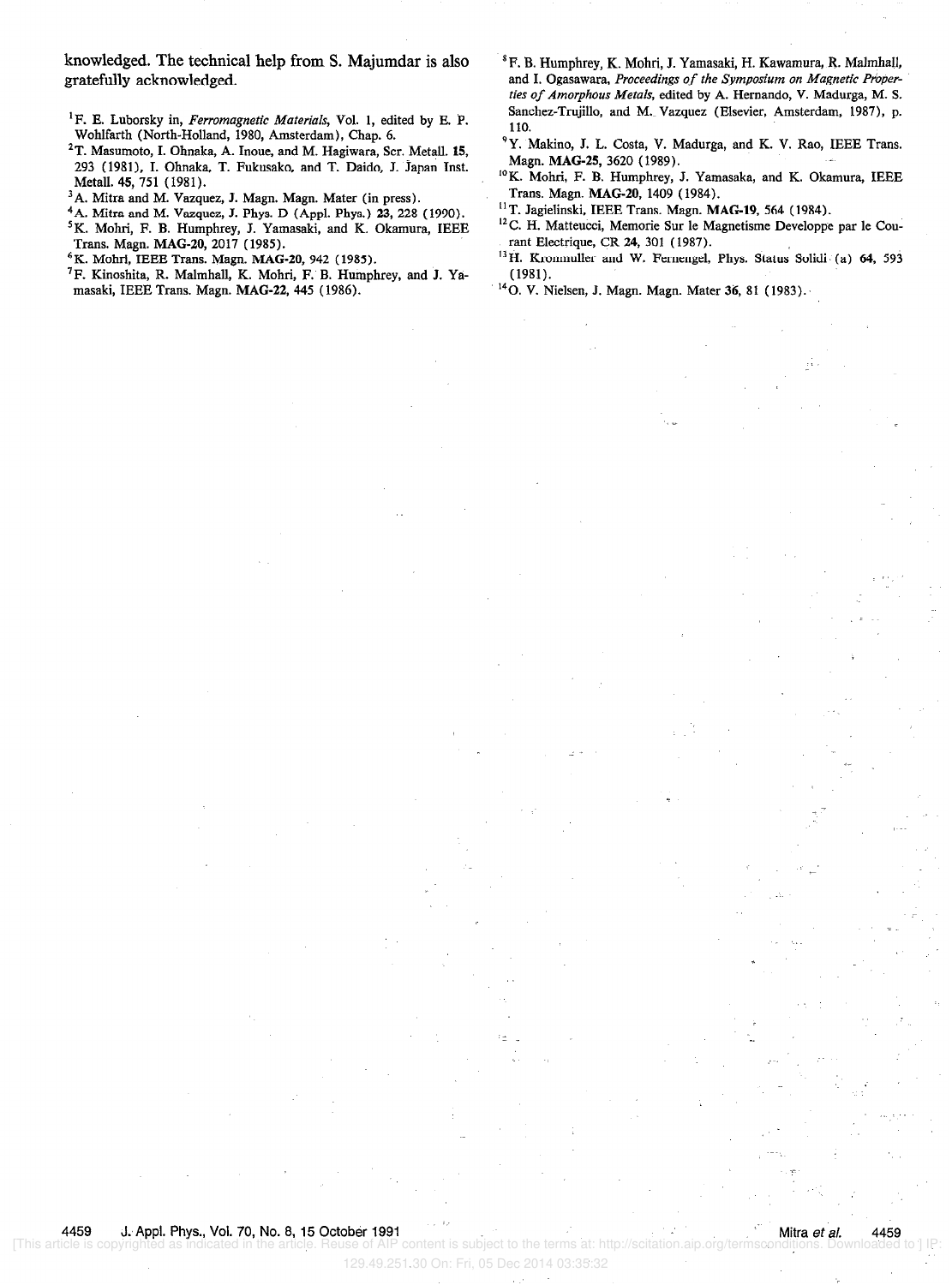knowledged. The technical help from S. Majumdar is also gratefully acknowledged.

[1] F. E. Luborsky in, *Ferromagnetic Materials*, Vol. 1, edited by E. P. Wohlfarth (North-Holland, 1980, Amsterdam), Chap. 6.

[2] T. Masumoto, I. Ohnaka, A. Inoue, and M. Hagiwara, Scr. Metall. **15**, 293 (1981), I. Ohnaka, T. Fukusako, and T. Daido, J. Japan Inst. Metall. **45**, 751 (1981).

[3] A. Mitra and M. Vazquez, J. Magn. Magn. Mater (in press).

[4] A. Mitra and M. Vazquez, J. Phys. D (Appl. Phys.) **23**, 228 (1990).

[5] K. Mohri, F. B. Humphrey, J. Yamasaki, and K. Okamura, IEEE Trans. Magn. **MAG-20**, 2017 (1985).

[6] K. Mohri, IEEE Trans. Magn. **MAG-20**, 942 (1985).

[7] F. Kinoshita, R. Malmhall, K. Mohri, F. B. Humphrey, and J. Yamasaki, IEEE Trans. Magn. **MAG-22**, 445 (1986).

[8] F. B. Humphrey, K. Mohri, J. Yamasaki, H. Kawamura, R. Malmhall, and I. Ogasawara, *Proceedings of the Symposium on Magnetic Properties of Amorphous Metals*, edited by A. Hernando, V. Madurga, M. S. Sanchez-Trujillo, and M. Vazquez (Elsevier, Amsterdam, 1987), p. 110.

[9] Y. Makino, J. L. Costa, V. Madurga, and K. V. Rao, IEEE Trans. Magn. **MAG-25**, 3620 (1989).

[10] K. Mohri, F. B. Humphrey, J. Yamasaka, and K. Okamura, IEEE Trans. Magn. **MAG-20**, 1409 (1984).

[11] T. Jagielinski, IEEE Trans. Magn. **MAG-19**, 564 (1984).

[12] C. H. Matteucci, Memorie Sur le Magnetisme Developpe par le Courant Electrique, CR **24**, 301 (1987).

[13] H. Kronmuller and W. Fernengel, Phys. Status Solidi (a) **64**, 593 (1981).

[14] O. V. Nielsen, J. Magn. Magn. Mater **36**, 81 (1983).